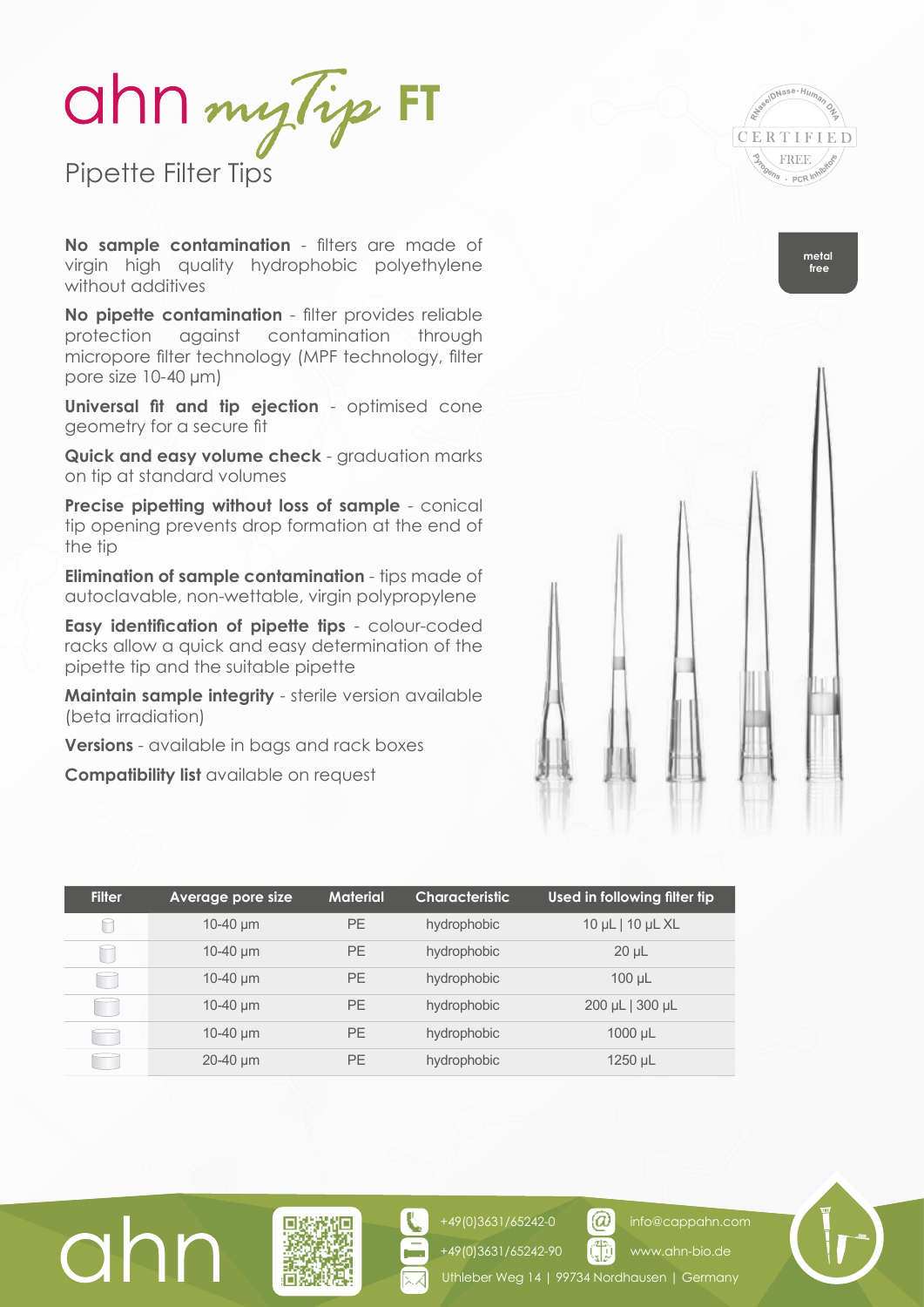# ahn myTip FT

## Pipette Filter Tips

CERTIFIED FREE – RNase/DNase · Human DNA · Pyrogens · PCR Inhibitors

metal free

**No sample contamination** - filters are made of virgin high quality hydrophobic polyethylene without additives

**No pipette contamination** - filter provides reliable protection against contamination through micropore filter technology (MPF technology, filter pore size 10-40 µm)

**Universal fit and tip ejection** - optimised cone geometry for a secure fit

**Quick and easy volume check** - graduation marks on tip at standard volumes

**Precise pipetting without loss of sample** - conical tip opening prevents drop formation at the end of the tip

**Elimination of sample contamination** - tips made of autoclavable, non-wettable, virgin polypropylene

**Easy identification of pipette tips** - colour-coded racks allow a quick and easy determination of the pipette tip and the suitable pipette

**Maintain sample integrity** - sterile version available (beta irradiation)

**Versions** - available in bags and rack boxes

**Compatibility list** available on request

| Filter | Average pore size | Material | Characteristic | Used in following filter tip |
|---|---|---|---|---|
| | 10-40 µm | PE | hydrophobic | 10 µL \| 10 µL XL |
| | 10-40 µm | PE | hydrophobic | 20 µL |
| | 10-40 µm | PE | hydrophobic | 100 µL |
| | 10-40 µm | PE | hydrophobic | 200 µL \| 300 µL |
| | 10-40 µm | PE | hydrophobic | 1000 µL |
| | 20-40 µm | PE | hydrophobic | 1250 µL |

ahn

+49(0)3631/65242-0
+49(0)3631/65242-90
info@cappahn.com
www.ahn-bio.de
Uthleber Weg 14 | 99734 Nordhausen | Germany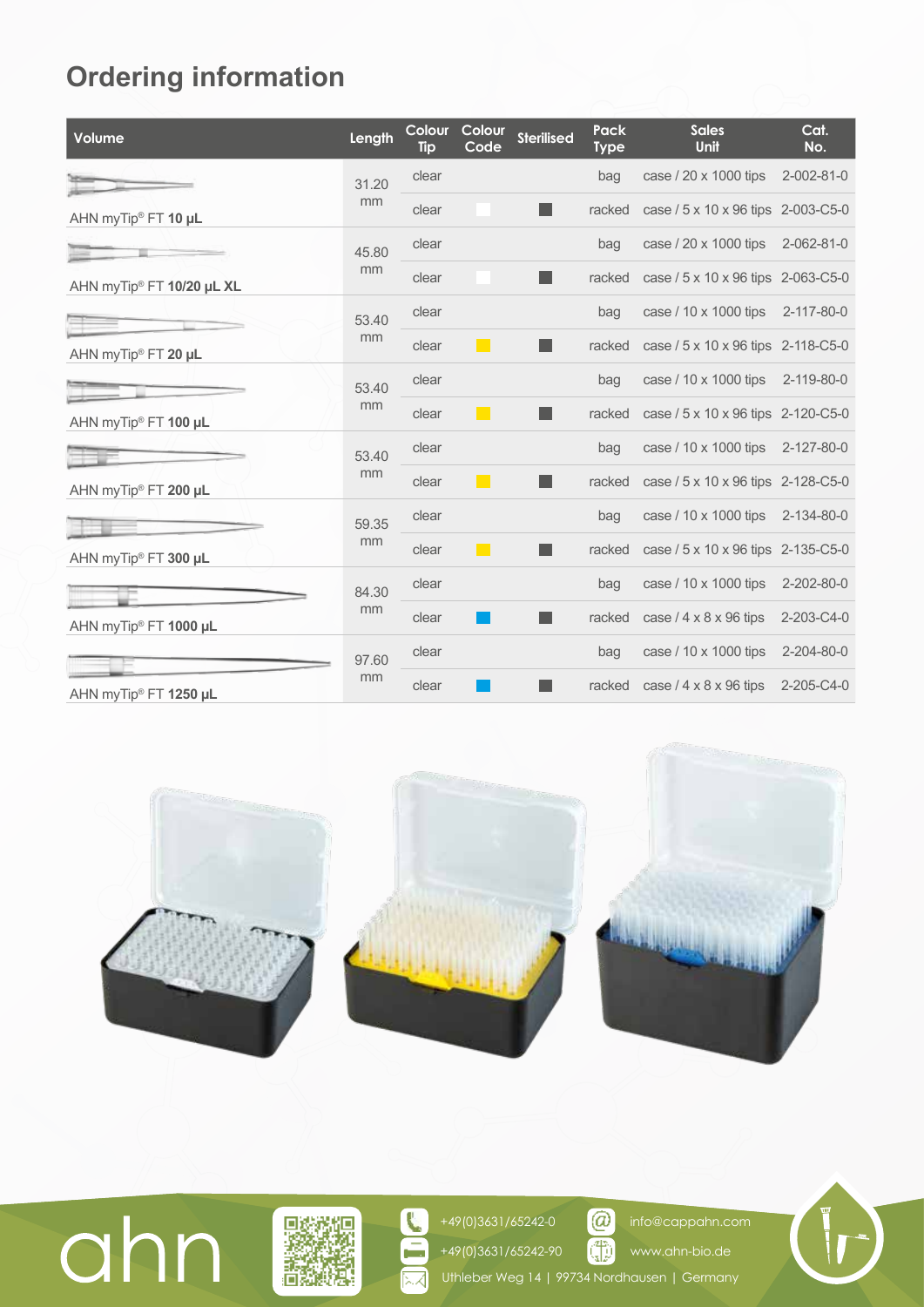## Ordering information

| Volume | Length | Colour Tip | Colour Code | Sterilised | Pack Type | Sales Unit | Cat. No. |
|---|---|---|---|---|---|---|---|
| AHN myTip® FT **10 µL** | 31.20 mm | clear | | | bag | case / 20 x 1000 tips | 2-002-81-0 |
| | | clear | | ■ | racked | case / 5 x 10 x 96 tips | 2-003-C5-0 |
| AHN myTip® FT **10/20 µL XL** | 45.80 mm | clear | | | bag | case / 20 x 1000 tips | 2-062-81-0 |
| | | clear | | ■ | racked | case / 5 x 10 x 96 tips | 2-063-C5-0 |
| AHN myTip® FT **20 µL** | 53.40 mm | clear | | | bag | case / 10 x 1000 tips | 2-117-80-0 |
| | | clear | ■ | ■ | racked | case / 5 x 10 x 96 tips | 2-118-C5-0 |
| AHN myTip® FT **100 µL** | 53.40 mm | clear | | | bag | case / 10 x 1000 tips | 2-119-80-0 |
| | | clear | ■ | ■ | racked | case / 5 x 10 x 96 tips | 2-120-C5-0 |
| AHN myTip® FT **200 µL** | 53.40 mm | clear | | | bag | case / 10 x 1000 tips | 2-127-80-0 |
| | | clear | ■ | ■ | racked | case / 5 x 10 x 96 tips | 2-128-C5-0 |
| AHN myTip® FT **300 µL** | 59.35 mm | clear | | | bag | case / 10 x 1000 tips | 2-134-80-0 |
| | | clear | ■ | ■ | racked | case / 5 x 10 x 96 tips | 2-135-C5-0 |
| AHN myTip® FT **1000 µL** | 84.30 mm | clear | | | bag | case / 10 x 1000 tips | 2-202-80-0 |
| | | clear | ■ | ■ | racked | case / 4 x 8 x 96 tips | 2-203-C4-0 |
| AHN myTip® FT **1250 µL** | 97.60 mm | clear | | | bag | case / 10 x 1000 tips | 2-204-80-0 |
| | | clear | ■ | ■ | racked | case / 4 x 8 x 96 tips | 2-205-C4-0 |

ahn

+49(0)3631/65242-0

+49(0)3631/65242-90

Uthleber Weg 14 | 99734 Nordhausen | Germany

info@cappahn.com

www.ahn-bio.de